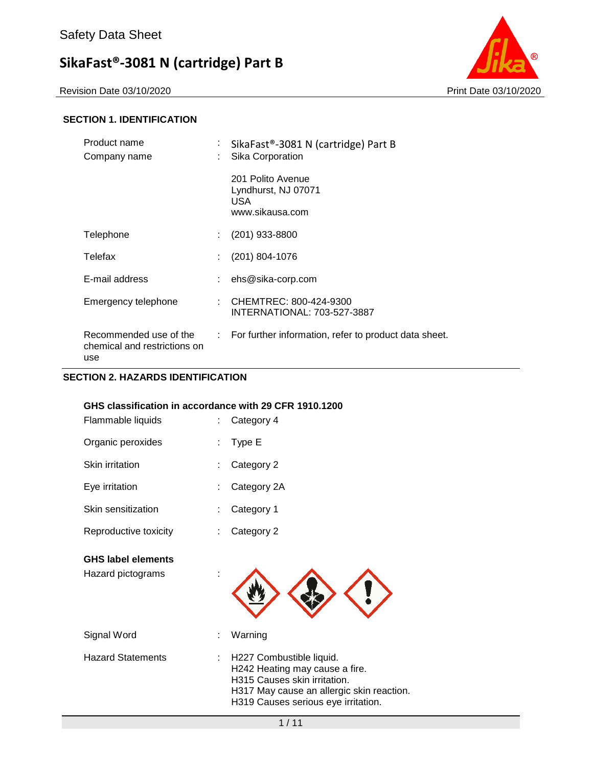Safety Data Sheet

# SikaFast®-3081 N (cartridge) Part B

Revision Date 03/10/2020 Print Date 03/10/2020

## SECTION 1. IDENTIFICATION

| | | |
|---|---|---|
| Product name | : | SikaFast®-3081 N (cartridge) Part B |
| Company name | : | Sika Corporation<br><br>201 Polito Avenue<br>Lyndhurst, NJ 07071<br>USA<br>www.sikausa.com |
| Telephone | : | (201) 933-8800 |
| Telefax | : | (201) 804-1076 |
| E-mail address | : | ehs@sika-corp.com |
| Emergency telephone | : | CHEMTREC: 800-424-9300<br>INTERNATIONAL: 703-527-3887 |
| Recommended use of the chemical and restrictions on use | : | For further information, refer to product data sheet. |

## SECTION 2. HAZARDS IDENTIFICATION

### GHS classification in accordance with 29 CFR 1910.1200

| | | |
|---|---|---|
| Flammable liquids | : | Category 4 |
| Organic peroxides | : | Type E |
| Skin irritation | : | Category 2 |
| Eye irritation | : | Category 2A |
| Skin sensitization | : | Category 1 |
| Reproductive toxicity | : | Category 2 |

### GHS label elements

Hazard pictograms :

| | | |
|---|---|---|
| Signal Word | : | Warning |
| Hazard Statements | : | H227 Combustible liquid.<br>H242 Heating may cause a fire.<br>H315 Causes skin irritation.<br>H317 May cause an allergic skin reaction.<br>H319 Causes serious eye irritation. |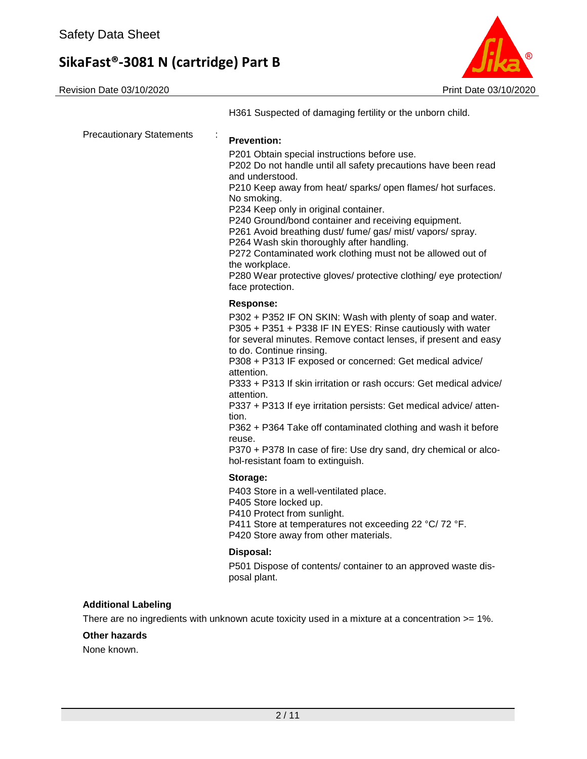H361 Suspected of damaging fertility or the unborn child.

Precautionary Statements :

**Prevention:**

P201 Obtain special instructions before use.
P202 Do not handle until all safety precautions have been read and understood.
P210 Keep away from heat/ sparks/ open flames/ hot surfaces. No smoking.
P234 Keep only in original container.
P240 Ground/bond container and receiving equipment.
P261 Avoid breathing dust/ fume/ gas/ mist/ vapors/ spray.
P264 Wash skin thoroughly after handling.
P272 Contaminated work clothing must not be allowed out of the workplace.
P280 Wear protective gloves/ protective clothing/ eye protection/ face protection.

**Response:**

P302 + P352 IF ON SKIN: Wash with plenty of soap and water.
P305 + P351 + P338 IF IN EYES: Rinse cautiously with water for several minutes. Remove contact lenses, if present and easy to do. Continue rinsing.
P308 + P313 IF exposed or concerned: Get medical advice/ attention.
P333 + P313 If skin irritation or rash occurs: Get medical advice/ attention.
P337 + P313 If eye irritation persists: Get medical advice/ attention.
P362 + P364 Take off contaminated clothing and wash it before reuse.
P370 + P378 In case of fire: Use dry sand, dry chemical or alcohol-resistant foam to extinguish.

**Storage:**

P403 Store in a well-ventilated place.
P405 Store locked up.
P410 Protect from sunlight.
P411 Store at temperatures not exceeding 22 °C/ 72 °F.
P420 Store away from other materials.

**Disposal:**

P501 Dispose of contents/ container to an approved waste disposal plant.

**Additional Labeling**

There are no ingredients with unknown acute toxicity used in a mixture at a concentration >= 1%.

**Other hazards**

None known.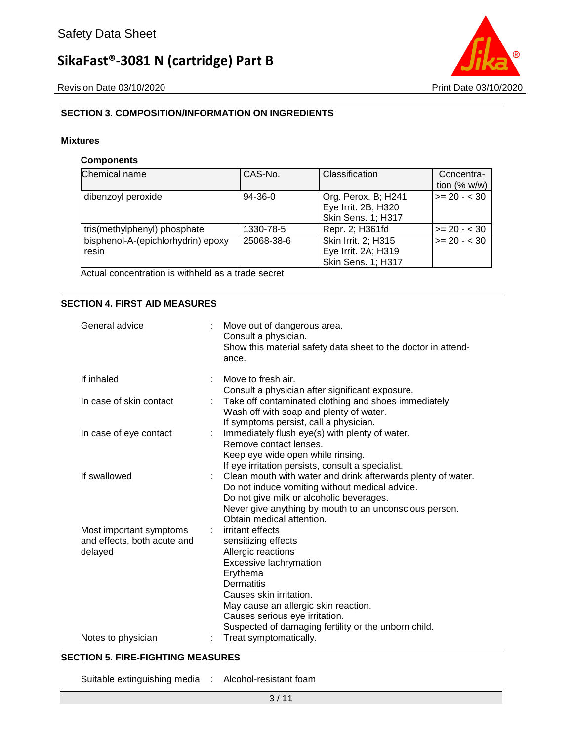## SECTION 3. COMPOSITION/INFORMATION ON INGREDIENTS

**Mixtures**

**Components**

| Chemical name | CAS-No. | Classification | Concentration (% w/w) |
|---|---|---|---|
| dibenzoyl peroxide | 94-36-0 | Org. Perox. B; H241<br>Eye Irrit. 2B; H320<br>Skin Sens. 1; H317 | >= 20 - < 30 |
| tris(methylphenyl) phosphate | 1330-78-5 | Repr. 2; H361fd | >= 20 - < 30 |
| bisphenol-A-(epichlorhydrin) epoxy resin | 25068-38-6 | Skin Irrit. 2; H315<br>Eye Irrit. 2A; H319<br>Skin Sens. 1; H317 | >= 20 - < 30 |

Actual concentration is withheld as a trade secret

## SECTION 4. FIRST AID MEASURES

General advice : Move out of dangerous area.
Consult a physician.
Show this material safety data sheet to the doctor in attendance.

If inhaled : Move to fresh air.
Consult a physician after significant exposure.

In case of skin contact : Take off contaminated clothing and shoes immediately.
Wash off with soap and plenty of water.
If symptoms persist, call a physician.

In case of eye contact : Immediately flush eye(s) with plenty of water.
Remove contact lenses.
Keep eye wide open while rinsing.
If eye irritation persists, consult a specialist.

If swallowed : Clean mouth with water and drink afterwards plenty of water.
Do not induce vomiting without medical advice.
Do not give milk or alcoholic beverages.
Never give anything by mouth to an unconscious person.
Obtain medical attention.

Most important symptoms and effects, both acute and delayed : irritant effects
sensitizing effects
Allergic reactions
Excessive lachrymation
Erythema
Dermatitis
Causes skin irritation.
May cause an allergic skin reaction.
Causes serious eye irritation.
Suspected of damaging fertility or the unborn child.

Notes to physician : Treat symptomatically.

## SECTION 5. FIRE-FIGHTING MEASURES

Suitable extinguishing media : Alcohol-resistant foam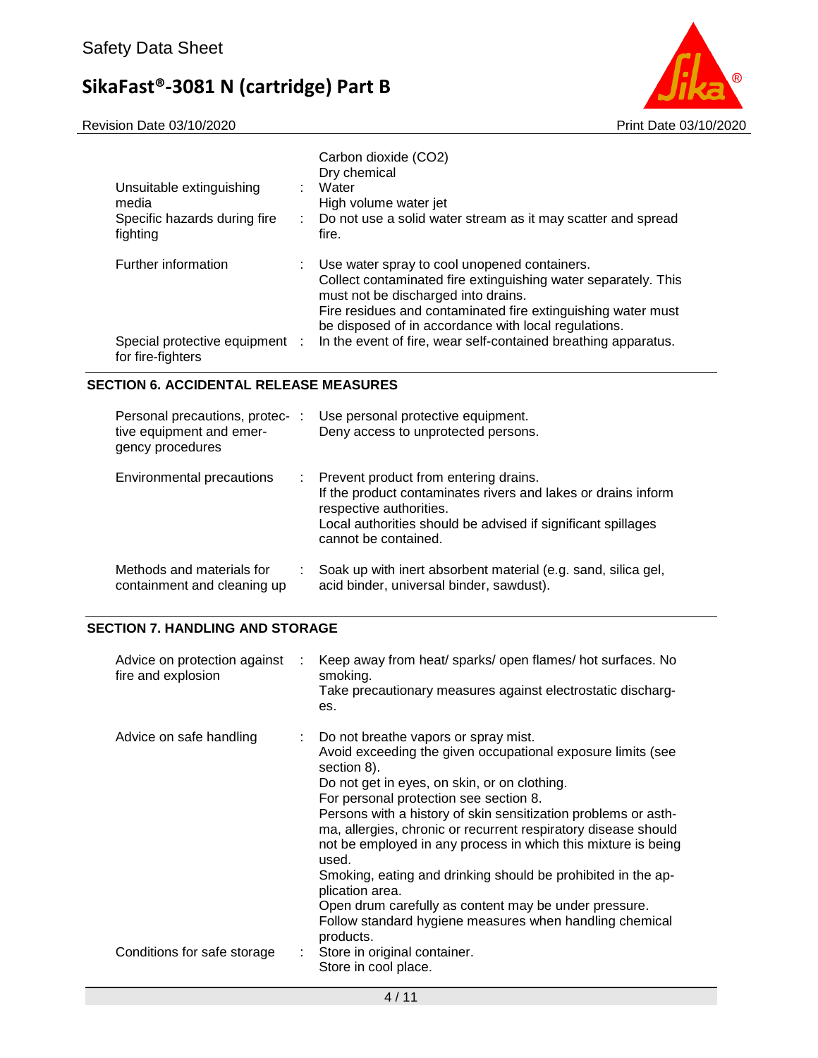| | | |
|---|---|---|
| | | Carbon dioxide ($CO_2$)<br>Dry chemical |
| Unsuitable extinguishing media | : | Water<br>High volume water jet |
| Specific hazards during fire fighting | : | Do not use a solid water stream as it may scatter and spread fire. |
| Further information | : | Use water spray to cool unopened containers.<br>Collect contaminated fire extinguishing water separately. This must not be discharged into drains.<br>Fire residues and contaminated fire extinguishing water must be disposed of in accordance with local regulations. |
| Special protective equipment for fire-fighters | : | In the event of fire, wear self-contained breathing apparatus. |

## SECTION 6. ACCIDENTAL RELEASE MEASURES

| | | |
|---|---|---|
| Personal precautions, protective equipment and emergency procedures | : | Use personal protective equipment.<br>Deny access to unprotected persons. |
| Environmental precautions | : | Prevent product from entering drains.<br>If the product contaminates rivers and lakes or drains inform respective authorities.<br>Local authorities should be advised if significant spillages cannot be contained. |
| Methods and materials for containment and cleaning up | : | Soak up with inert absorbent material (e.g. sand, silica gel, acid binder, universal binder, sawdust). |

## SECTION 7. HANDLING AND STORAGE

| | | |
|---|---|---|
| Advice on protection against fire and explosion | : | Keep away from heat/ sparks/ open flames/ hot surfaces. No smoking.<br>Take precautionary measures against electrostatic discharges. |
| Advice on safe handling | : | Do not breathe vapors or spray mist.<br>Avoid exceeding the given occupational exposure limits (see section 8).<br>Do not get in eyes, on skin, or on clothing.<br>For personal protection see section 8.<br>Persons with a history of skin sensitization problems or asthma, allergies, chronic or recurrent respiratory disease should not be employed in any process in which this mixture is being used.<br>Smoking, eating and drinking should be prohibited in the application area.<br>Open drum carefully as content may be under pressure.<br>Follow standard hygiene measures when handling chemical products. |
| Conditions for safe storage | : | Store in original container.<br>Store in cool place. |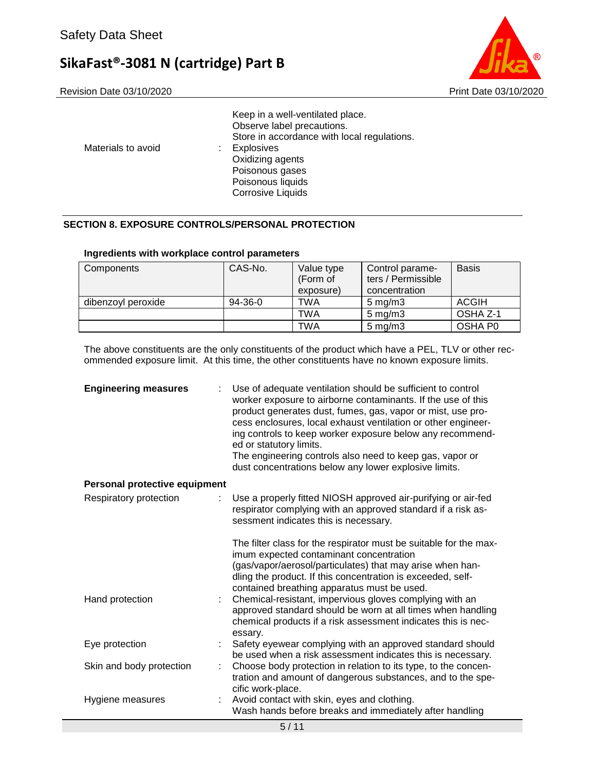Keep in a well-ventilated place.
Observe label precautions.
Store in accordance with local regulations.

Materials to avoid : Explosives
Oxidizing agents
Poisonous gases
Poisonous liquids
Corrosive Liquids

## SECTION 8. EXPOSURE CONTROLS/PERSONAL PROTECTION

**Ingredients with workplace control parameters**

| Components | CAS-No. | Value type (Form of exposure) | Control parameters / Permissible concentration | Basis |
|---|---|---|---|---|
| dibenzoyl peroxide | 94-36-0 | TWA | 5 mg/m3 | ACGIH |
| | | TWA | 5 mg/m3 | OSHA Z-1 |
| | | TWA | 5 mg/m3 | OSHA P0 |

The above constituents are the only constituents of the product which have a PEL, TLV or other recommended exposure limit. At this time, the other constituents have no known exposure limits.

**Engineering measures** : Use of adequate ventilation should be sufficient to control worker exposure to airborne contaminants. If the use of this product generates dust, fumes, gas, vapor or mist, use process enclosures, local exhaust ventilation or other engineering controls to keep worker exposure below any recommended or statutory limits.
The engineering controls also need to keep gas, vapor or dust concentrations below any lower explosive limits.

**Personal protective equipment**

Respiratory protection : Use a properly fitted NIOSH approved air-purifying or air-fed respirator complying with an approved standard if a risk assessment indicates this is necessary.

The filter class for the respirator must be suitable for the maximum expected contaminant concentration (gas/vapor/aerosol/particulates) that may arise when handling the product. If this concentration is exceeded, self-contained breathing apparatus must be used.

Hand protection : Chemical-resistant, impervious gloves complying with an approved standard should be worn at all times when handling chemical products if a risk assessment indicates this is necessary.

Eye protection : Safety eyewear complying with an approved standard should be used when a risk assessment indicates this is necessary.

Skin and body protection : Choose body protection in relation to its type, to the concentration and amount of dangerous substances, and to the specific work-place.

Hygiene measures : Avoid contact with skin, eyes and clothing.
Wash hands before breaks and immediately after handling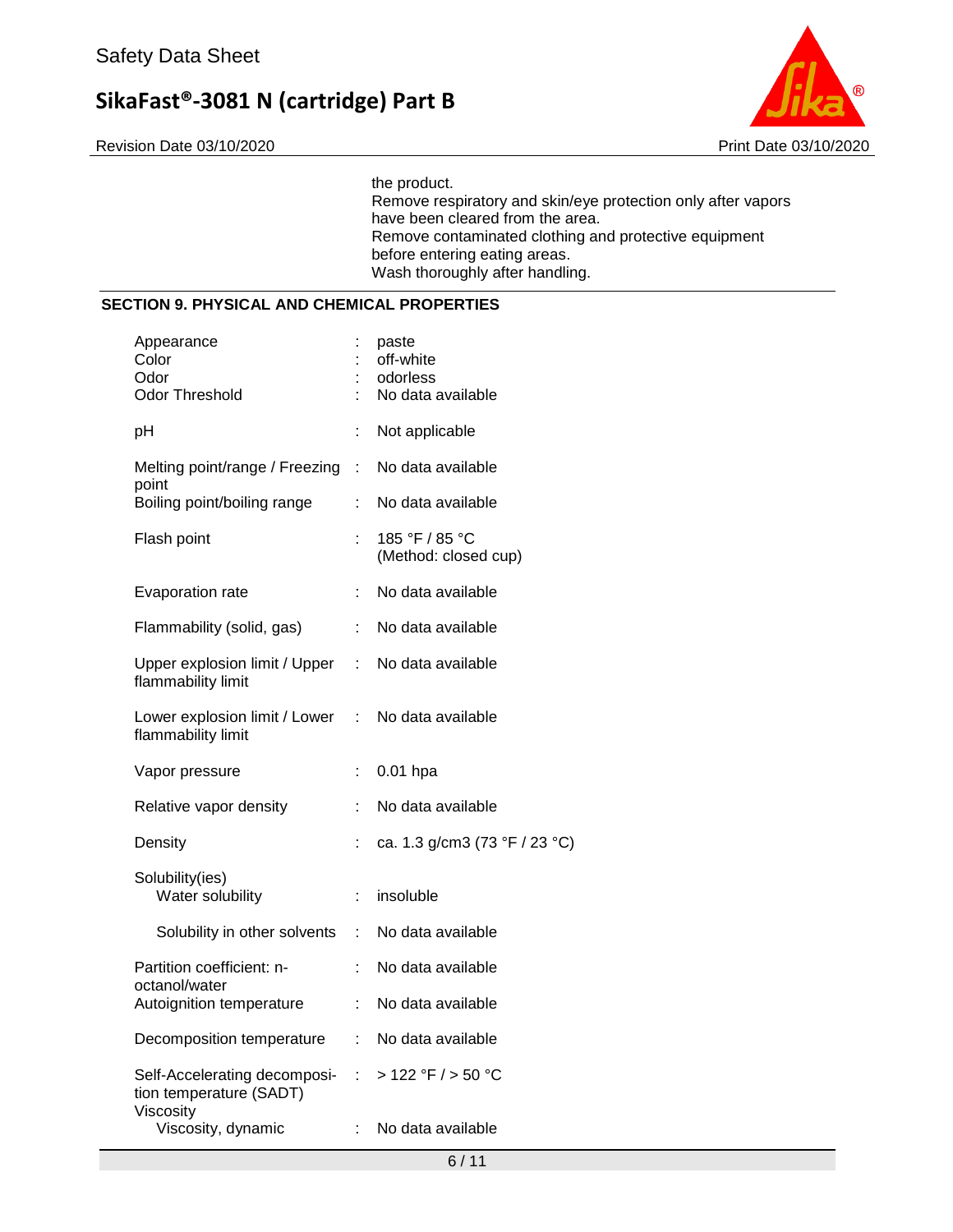the product.
Remove respiratory and skin/eye protection only after vapors have been cleared from the area.
Remove contaminated clothing and protective equipment before entering eating areas.
Wash thoroughly after handling.

## SECTION 9. PHYSICAL AND CHEMICAL PROPERTIES

| Property | | Value |
|---|---|---|
| Appearance | : | paste |
| Color | : | off-white |
| Odor | : | odorless |
| Odor Threshold | : | No data available |
| pH | : | Not applicable |
| Melting point/range / Freezing point | : | No data available |
| Boiling point/boiling range | : | No data available |
| Flash point | : | 185 °F / 85 °C (Method: closed cup) |
| Evaporation rate | : | No data available |
| Flammability (solid, gas) | : | No data available |
| Upper explosion limit / Upper flammability limit | : | No data available |
| Lower explosion limit / Lower flammability limit | : | No data available |
| Vapor pressure | : | 0.01 hpa |
| Relative vapor density | : | No data available |
| Density | : | ca. 1.3 g/cm3 (73 °F / 23 °C) |
| Solubility(ies) | | |
| Water solubility | : | insoluble |
| Solubility in other solvents | : | No data available |
| Partition coefficient: n-octanol/water | : | No data available |
| Autoignition temperature | : | No data available |
| Decomposition temperature | : | No data available |
| Self-Accelerating decomposition temperature (SADT) | : | > 122 °F / > 50 °C |
| Viscosity | | |
| Viscosity, dynamic | : | No data available |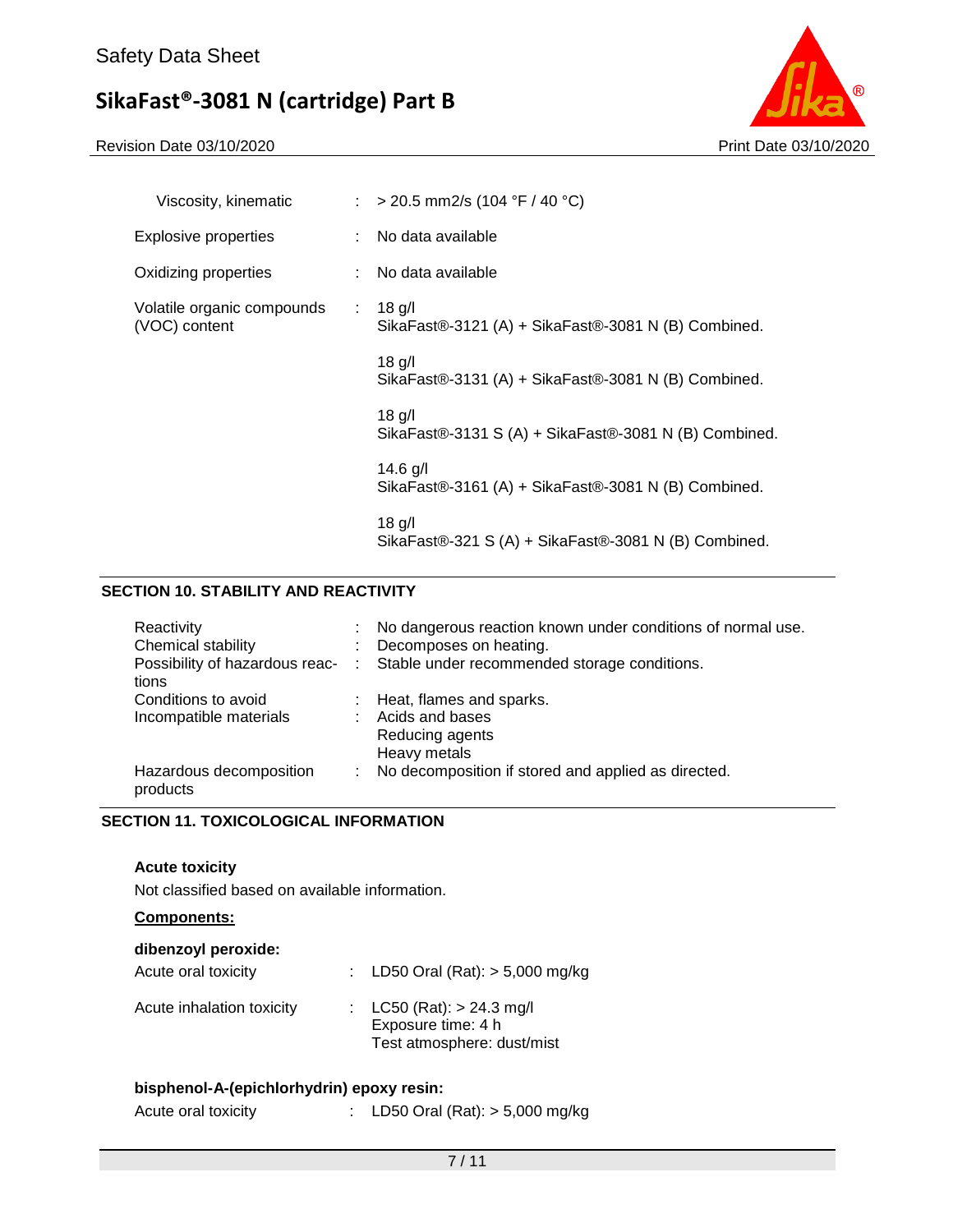| | | |
|---|---|---|
| Viscosity, kinematic | : | > 20.5 mm2/s (104 °F / 40 °C) |
| Explosive properties | : | No data available |
| Oxidizing properties | : | No data available |
| Volatile organic compounds (VOC) content | : | 18 g/l<br>SikaFast®-3121 (A) + SikaFast®-3081 N (B) Combined.<br><br>18 g/l<br>SikaFast®-3131 (A) + SikaFast®-3081 N (B) Combined.<br><br>18 g/l<br>SikaFast®-3131 S (A) + SikaFast®-3081 N (B) Combined.<br><br>14.6 g/l<br>SikaFast®-3161 (A) + SikaFast®-3081 N (B) Combined.<br><br>18 g/l<br>SikaFast®-321 S (A) + SikaFast®-3081 N (B) Combined. |

## SECTION 10. STABILITY AND REACTIVITY

| | | |
|---|---|---|
| Reactivity | : | No dangerous reaction known under conditions of normal use. |
| Chemical stability | : | Decomposes on heating. |
| Possibility of hazardous reactions | : | Stable under recommended storage conditions. |
| Conditions to avoid | : | Heat, flames and sparks. |
| Incompatible materials | : | Acids and bases<br>Reducing agents<br>Heavy metals |
| Hazardous decomposition products | : | No decomposition if stored and applied as directed. |

## SECTION 11. TOXICOLOGICAL INFORMATION

**Acute toxicity**

Not classified based on available information.

**Components:**

**dibenzoyl peroxide:**

| | | |
|---|---|---|
| Acute oral toxicity | : | LD50 Oral (Rat): > 5,000 mg/kg |
| Acute inhalation toxicity | : | LC50 (Rat): > 24.3 mg/l<br>Exposure time: 4 h<br>Test atmosphere: dust/mist |

**bisphenol-A-(epichlorhydrin) epoxy resin:**

| | | |
|---|---|---|
| Acute oral toxicity | : | LD50 Oral (Rat): > 5,000 mg/kg |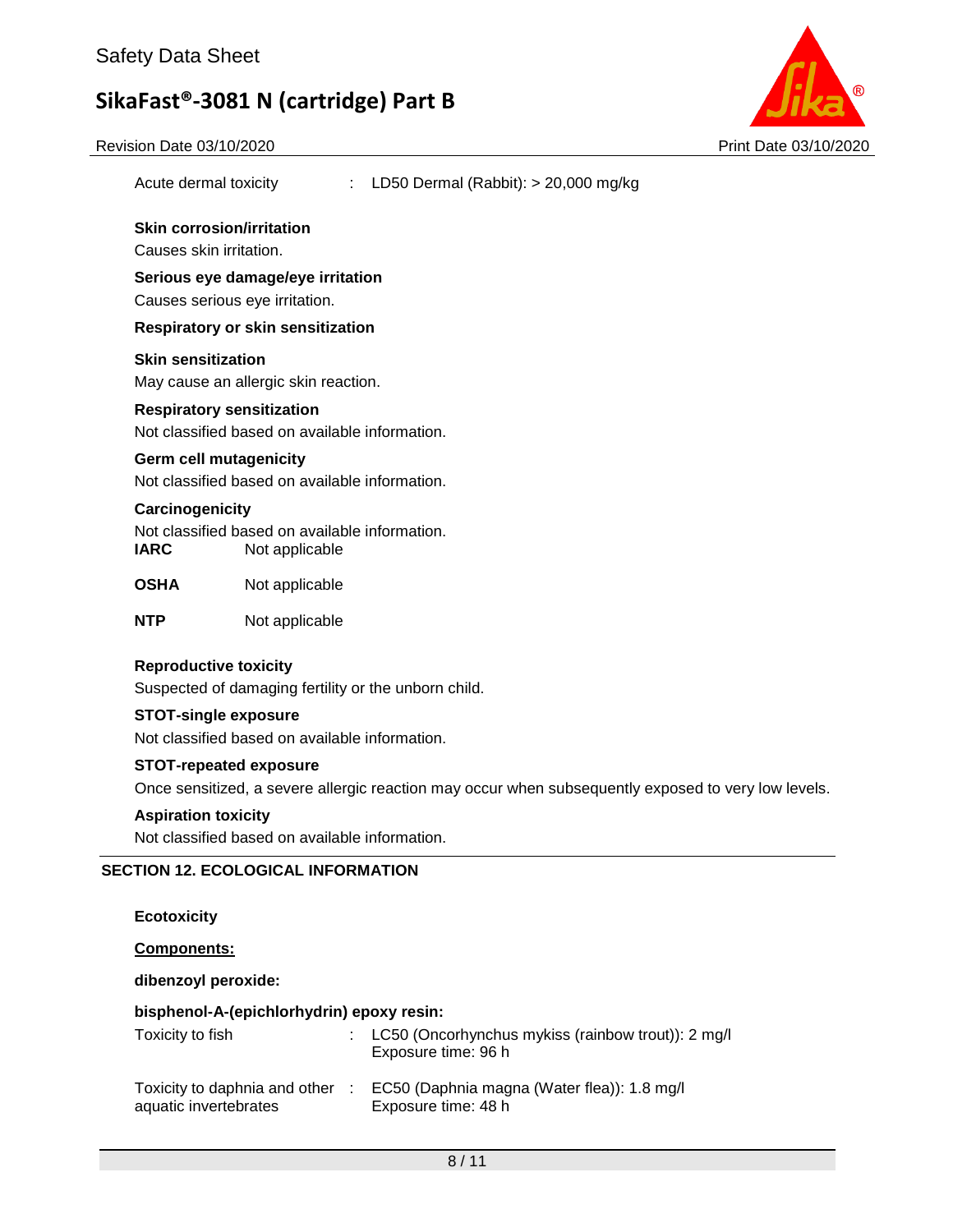Acute dermal toxicity : LD50 Dermal (Rabbit): > 20,000 mg/kg

**Skin corrosion/irritation**

Causes skin irritation.

**Serious eye damage/eye irritation**

Causes serious eye irritation.

**Respiratory or skin sensitization**

**Skin sensitization**

May cause an allergic skin reaction.

**Respiratory sensitization**

Not classified based on available information.

**Germ cell mutagenicity**

Not classified based on available information.

**Carcinogenicity**

Not classified based on available information.

**IARC** Not applicable

**OSHA** Not applicable

**NTP** Not applicable

**Reproductive toxicity**

Suspected of damaging fertility or the unborn child.

**STOT-single exposure**

Not classified based on available information.

**STOT-repeated exposure**

Once sensitized, a severe allergic reaction may occur when subsequently exposed to very low levels.

**Aspiration toxicity**

Not classified based on available information.

## SECTION 12. ECOLOGICAL INFORMATION

**Ecotoxicity**

**Components:**

**dibenzoyl peroxide:**

**bisphenol-A-(epichlorhydrin) epoxy resin:**

Toxicity to fish : LC50 (Oncorhynchus mykiss (rainbow trout)): 2 mg/l
Exposure time: 96 h

Toxicity to daphnia and other aquatic invertebrates : EC50 (Daphnia magna (Water flea)): 1.8 mg/l
Exposure time: 48 h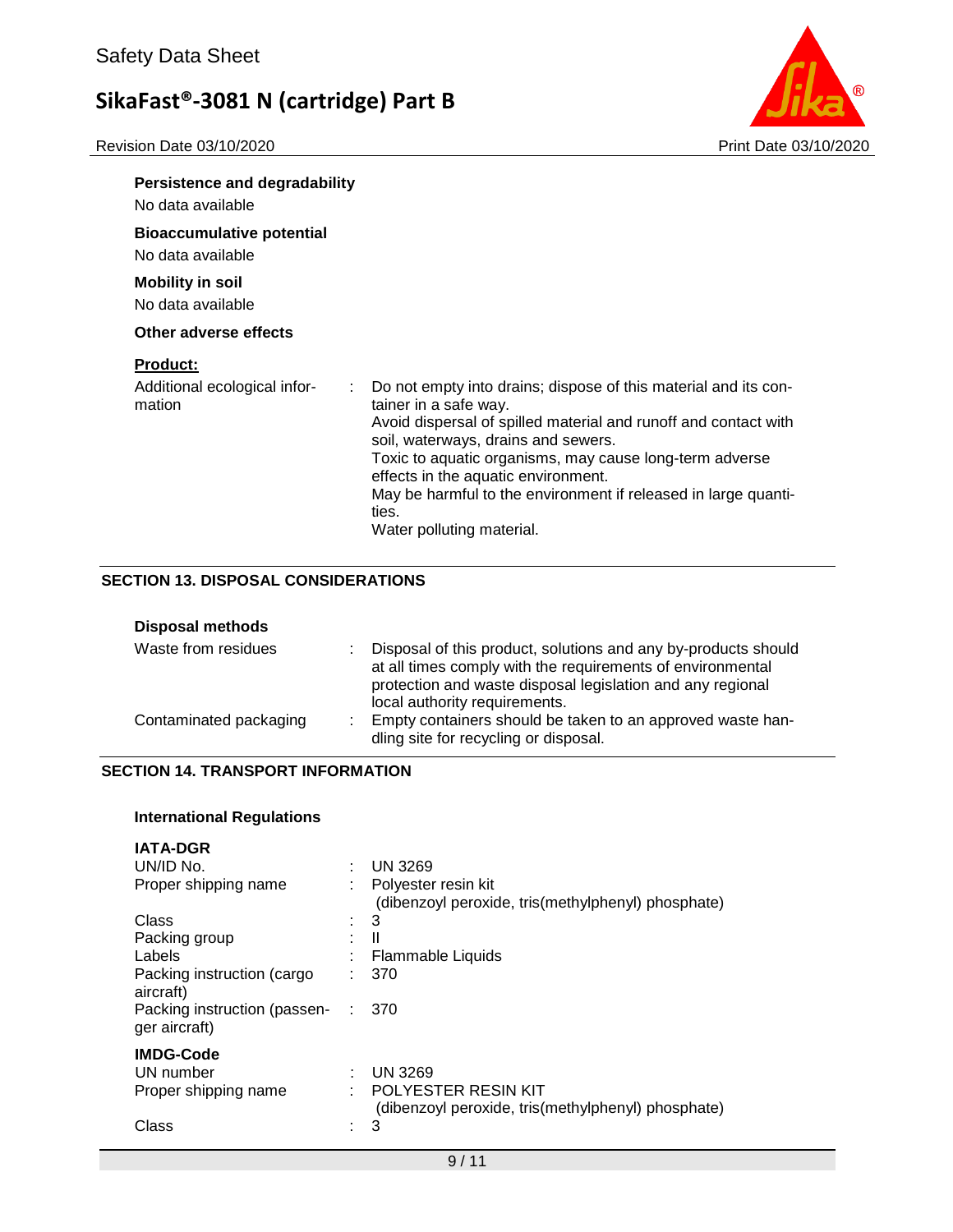**Persistence and degradability**

No data available

**Bioaccumulative potential**

No data available

**Mobility in soil**

No data available

**Other adverse effects**

**Product:**

| | | |
|---|---|---|
| Additional ecological information | : | Do not empty into drains; dispose of this material and its container in a safe way.<br>Avoid dispersal of spilled material and runoff and contact with soil, waterways, drains and sewers.<br>Toxic to aquatic organisms, may cause long-term adverse effects in the aquatic environment.<br>May be harmful to the environment if released in large quantities.<br>Water polluting material. |

## SECTION 13. DISPOSAL CONSIDERATIONS

**Disposal methods**

| | | |
|---|---|---|
| Waste from residues | : | Disposal of this product, solutions and any by-products should at all times comply with the requirements of environmental protection and waste disposal legislation and any regional local authority requirements. |
| Contaminated packaging | : | Empty containers should be taken to an approved waste handling site for recycling or disposal. |

## SECTION 14. TRANSPORT INFORMATION

**International Regulations**

**IATA-DGR**

| | | |
|---|---|---|
| UN/ID No. | : | UN 3269 |
| Proper shipping name | : | Polyester resin kit<br>(dibenzoyl peroxide, tris(methylphenyl) phosphate) |
| Class | : | 3 |
| Packing group | : | II |
| Labels | : | Flammable Liquids |
| Packing instruction (cargo aircraft) | : | 370 |
| Packing instruction (passenger aircraft) | : | 370 |

**IMDG-Code**

| | | |
|---|---|---|
| UN number | : | UN 3269 |
| Proper shipping name | : | POLYESTER RESIN KIT<br>(dibenzoyl peroxide, tris(methylphenyl) phosphate) |
| Class | : | 3 |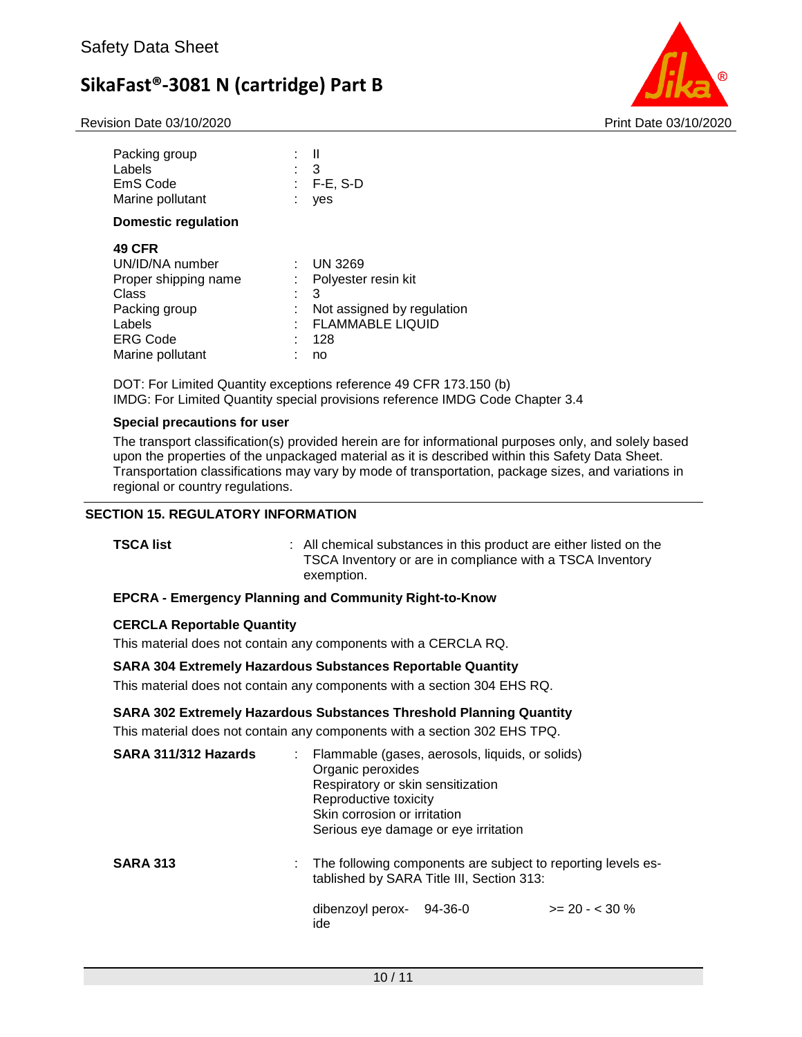| | | |
|---|---|---|
| Packing group | : | II |
| Labels | : | 3 |
| EmS Code | : | F-E, S-D |
| Marine pollutant | : | yes |

**Domestic regulation**

**49 CFR**

| | | |
|---|---|---|
| UN/ID/NA number | : | UN 3269 |
| Proper shipping name | : | Polyester resin kit |
| Class | : | 3 |
| Packing group | : | Not assigned by regulation |
| Labels | : | FLAMMABLE LIQUID |
| ERG Code | : | 128 |
| Marine pollutant | : | no |

DOT: For Limited Quantity exceptions reference 49 CFR 173.150 (b)
IMDG: For Limited Quantity special provisions reference IMDG Code Chapter 3.4

**Special precautions for user**

The transport classification(s) provided herein are for informational purposes only, and solely based upon the properties of the unpackaged material as it is described within this Safety Data Sheet. Transportation classifications may vary by mode of transportation, package sizes, and variations in regional or country regulations.

## SECTION 15. REGULATORY INFORMATION

**TSCA list** : All chemical substances in this product are either listed on the TSCA Inventory or are in compliance with a TSCA Inventory exemption.

**EPCRA - Emergency Planning and Community Right-to-Know**

**CERCLA Reportable Quantity**

This material does not contain any components with a CERCLA RQ.

**SARA 304 Extremely Hazardous Substances Reportable Quantity**

This material does not contain any components with a section 304 EHS RQ.

**SARA 302 Extremely Hazardous Substances Threshold Planning Quantity**

This material does not contain any components with a section 302 EHS TPQ.

**SARA 311/312 Hazards** :
- Flammable (gases, aerosols, liquids, or solids)
- Organic peroxides
- Respiratory or skin sensitization
- Reproductive toxicity
- Skin corrosion or irritation
- Serious eye damage or eye irritation

**SARA 313** : The following components are subject to reporting levels established by SARA Title III, Section 313:

| | | |
|---|---|---|
| dibenzoyl peroxide | 94-36-0 | >= 20 - < 30 % |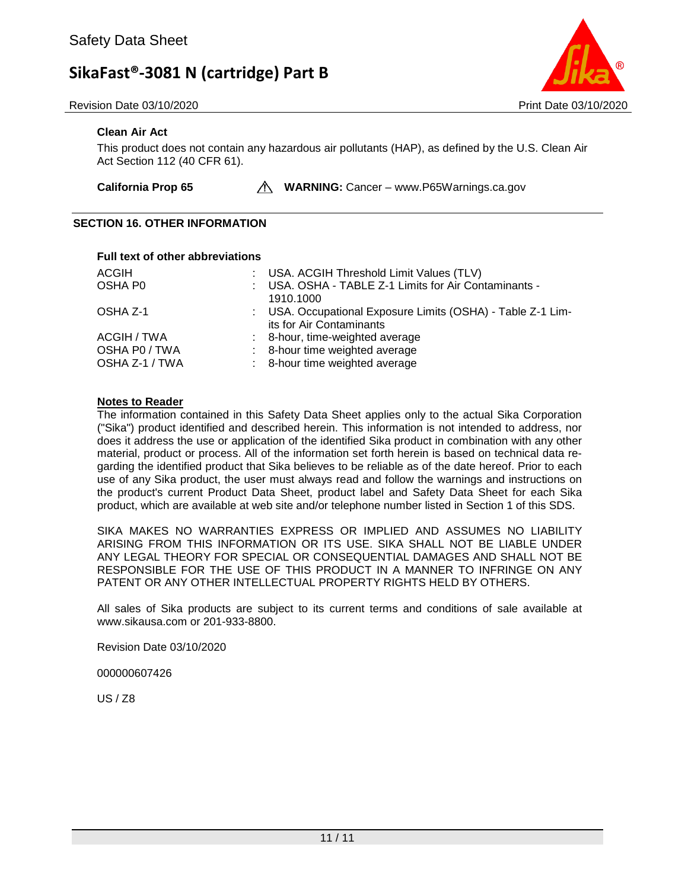**Clean Air Act**

This product does not contain any hazardous air pollutants (HAP), as defined by the U.S. Clean Air Act Section 112 (40 CFR 61).

**California Prop 65** ⚠ **WARNING:** Cancer – www.P65Warnings.ca.gov

## SECTION 16. OTHER INFORMATION

**Full text of other abbreviations**

| | |
|---|---|
| ACGIH | : USA. ACGIH Threshold Limit Values (TLV) |
| OSHA P0 | : USA. OSHA - TABLE Z-1 Limits for Air Contaminants - 1910.1000 |
| OSHA Z-1 | : USA. Occupational Exposure Limits (OSHA) - Table Z-1 Limits for Air Contaminants |
| ACGIH / TWA | : 8-hour, time-weighted average |
| OSHA P0 / TWA | : 8-hour time weighted average |
| OSHA Z-1 / TWA | : 8-hour time weighted average |

**Notes to Reader**

The information contained in this Safety Data Sheet applies only to the actual Sika Corporation ("Sika") product identified and described herein. This information is not intended to address, nor does it address the use or application of the identified Sika product in combination with any other material, product or process. All of the information set forth herein is based on technical data regarding the identified product that Sika believes to be reliable as of the date hereof. Prior to each use of any Sika product, the user must always read and follow the warnings and instructions on the product's current Product Data Sheet, product label and Safety Data Sheet for each Sika product, which are available at web site and/or telephone number listed in Section 1 of this SDS.

SIKA MAKES NO WARRANTIES EXPRESS OR IMPLIED AND ASSUMES NO LIABILITY ARISING FROM THIS INFORMATION OR ITS USE. SIKA SHALL NOT BE LIABLE UNDER ANY LEGAL THEORY FOR SPECIAL OR CONSEQUENTIAL DAMAGES AND SHALL NOT BE RESPONSIBLE FOR THE USE OF THIS PRODUCT IN A MANNER TO INFRINGE ON ANY PATENT OR ANY OTHER INTELLECTUAL PROPERTY RIGHTS HELD BY OTHERS.

All sales of Sika products are subject to its current terms and conditions of sale available at www.sikausa.com or 201-933-8800.

Revision Date 03/10/2020

000000607426

US / Z8